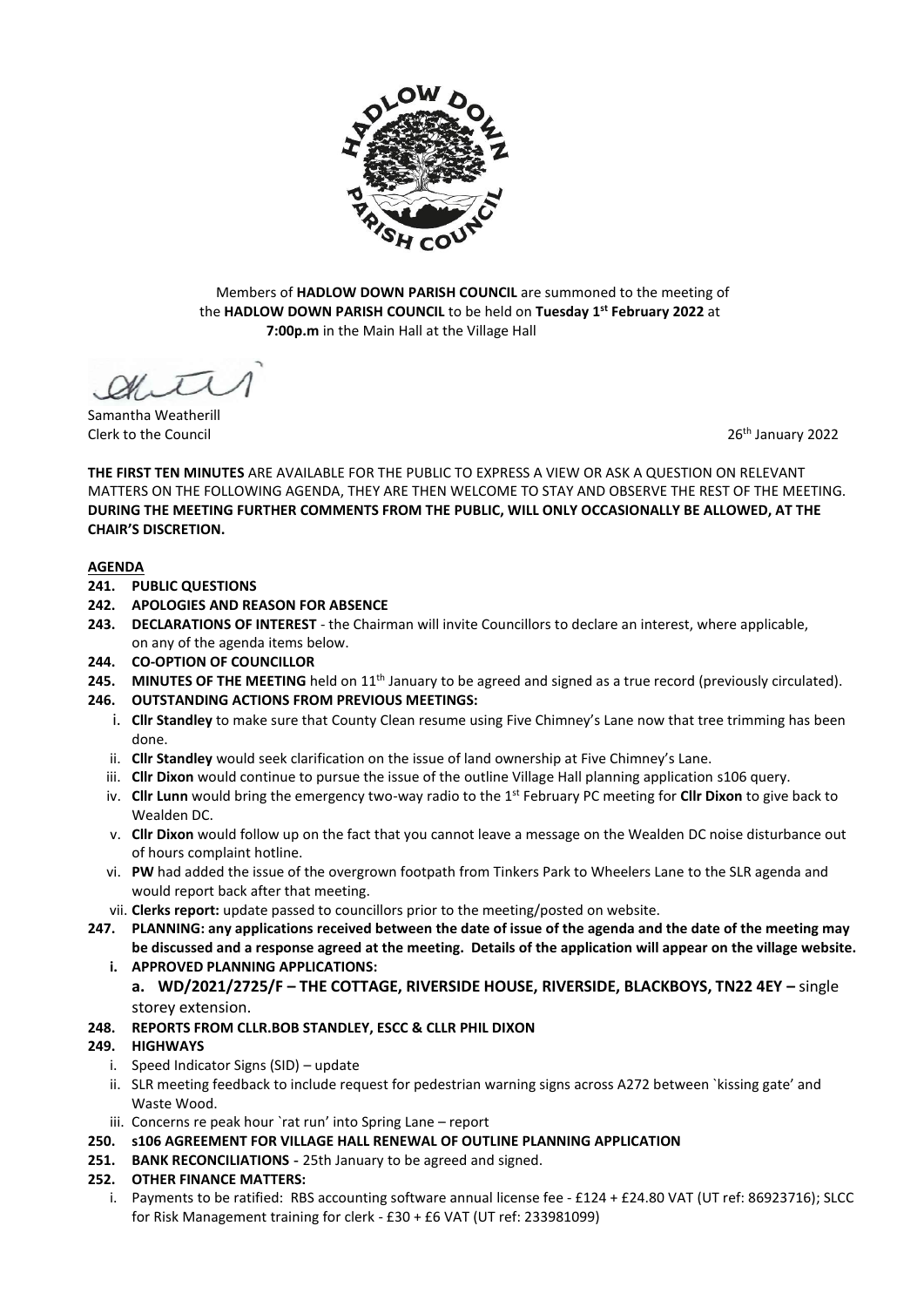Members of **HADLOW DOWN PARISH COUNCIL** are summoned to the meeting of the **HADLOW DOWN PARISH COUNCIL** to be held on **Tuesday 1st February 2022** at **7:00p.m** in the Main Hall at the Village Hall

Samantha Weatherill
Clerk to the Council

26th January 2022

**THE FIRST TEN MINUTES** ARE AVAILABLE FOR THE PUBLIC TO EXPRESS A VIEW OR ASK A QUESTION ON RELEVANT MATTERS ON THE FOLLOWING AGENDA, THEY ARE THEN WELCOME TO STAY AND OBSERVE THE REST OF THE MEETING. **DURING THE MEETING FURTHER COMMENTS FROM THE PUBLIC, WILL ONLY OCCASIONALLY BE ALLOWED, AT THE CHAIR'S DISCRETION.**

**AGENDA**

**241. PUBLIC QUESTIONS**

**242. APOLOGIES AND REASON FOR ABSENCE**

**243. DECLARATIONS OF INTEREST** - the Chairman will invite Councillors to declare an interest, where applicable, on any of the agenda items below.

**244. CO-OPTION OF COUNCILLOR**

**245. MINUTES OF THE MEETING** held on 11th January to be agreed and signed as a true record (previously circulated).

**246. OUTSTANDING ACTIONS FROM PREVIOUS MEETINGS:**

i. **Cllr Standley** to make sure that County Clean resume using Five Chimney's Lane now that tree trimming has been done.
ii. **Cllr Standley** would seek clarification on the issue of land ownership at Five Chimney's Lane.
iii. **Cllr Dixon** would continue to pursue the issue of the outline Village Hall planning application s106 query.
iv. **Cllr Lunn** would bring the emergency two-way radio to the 1st February PC meeting for **Cllr Dixon** to give back to Wealden DC.
v. **Cllr Dixon** would follow up on the fact that you cannot leave a message on the Wealden DC noise disturbance out of hours complaint hotline.
vi. **PW** had added the issue of the overgrown footpath from Tinkers Park to Wheelers Lane to the SLR agenda and would report back after that meeting.
vii. **Clerks report:** update passed to councillors prior to the meeting/posted on website.

**247. PLANNING: any applications received between the date of issue of the agenda and the date of the meeting may be discussed and a response agreed at the meeting. Details of the application will appear on the village website.**

**i. APPROVED PLANNING APPLICATIONS:**

**a. WD/2021/2725/F – THE COTTAGE, RIVERSIDE HOUSE, RIVERSIDE, BLACKBOYS, TN22 4EY –** single storey extension.

**248. REPORTS FROM CLLR.BOB STANDLEY, ESCC & CLLR PHIL DIXON**

**249. HIGHWAYS**

i. Speed Indicator Signs (SID) – update
ii. SLR meeting feedback to include request for pedestrian warning signs across A272 between `kissing gate' and Waste Wood.
iii. Concerns re peak hour `rat run' into Spring Lane – report

**250. s106 AGREEMENT FOR VILLAGE HALL RENEWAL OF OUTLINE PLANNING APPLICATION**

**251. BANK RECONCILIATIONS** - 25th January to be agreed and signed.

**252. OTHER FINANCE MATTERS:**

i. Payments to be ratified: RBS accounting software annual license fee - £124 + £24.80 VAT (UT ref: 86923716); SLCC for Risk Management training for clerk - £30 + £6 VAT (UT ref: 233981099)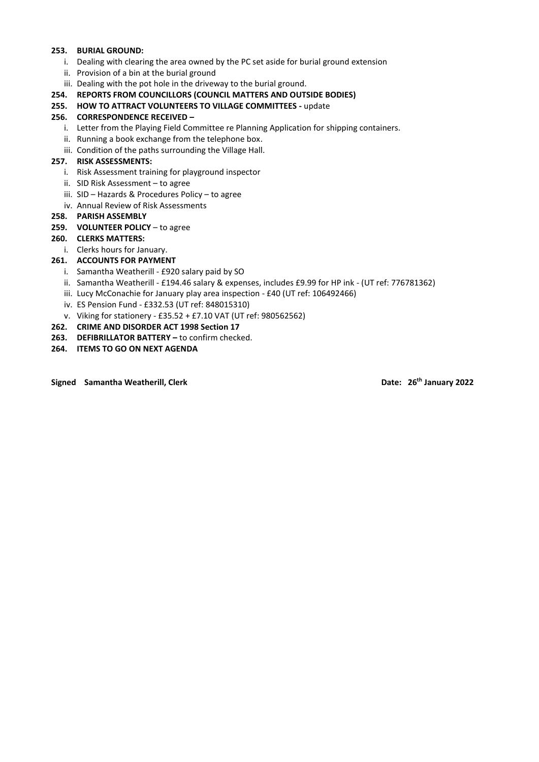**253. BURIAL GROUND:**

i. Dealing with clearing the area owned by the PC set aside for burial ground extension
ii. Provision of a bin at the burial ground
iii. Dealing with the pot hole in the driveway to the burial ground.

**254. REPORTS FROM COUNCILLORS (COUNCIL MATTERS AND OUTSIDE BODIES)**

**255. HOW TO ATTRACT VOLUNTEERS TO VILLAGE COMMITTEES -** update

**256. CORRESPONDENCE RECEIVED –**

i. Letter from the Playing Field Committee re Planning Application for shipping containers.
ii. Running a book exchange from the telephone box.
iii. Condition of the paths surrounding the Village Hall.

**257. RISK ASSESSMENTS:**

i. Risk Assessment training for playground inspector
ii. SID Risk Assessment – to agree
iii. SID – Hazards & Procedures Policy – to agree
iv. Annual Review of Risk Assessments

**258. PARISH ASSEMBLY**

**259. VOLUNTEER POLICY** – to agree

**260. CLERKS MATTERS:**

i. Clerks hours for January.

**261. ACCOUNTS FOR PAYMENT**

i. Samantha Weatherill - £920 salary paid by SO
ii. Samantha Weatherill - £194.46 salary & expenses, includes £9.99 for HP ink - (UT ref: 776781362)
iii. Lucy McConachie for January play area inspection - £40 (UT ref: 106492466)
iv. ES Pension Fund - £332.53 (UT ref: 848015310)
v. Viking for stationery - £35.52 + £7.10 VAT (UT ref: 980562562)

**262. CRIME AND DISORDER ACT 1998 Section 17**

**263. DEFIBRILLATOR BATTERY –** to confirm checked.

**264. ITEMS TO GO ON NEXT AGENDA**

**Signed Samantha Weatherill, Clerk** **Date: 26th January 2022**